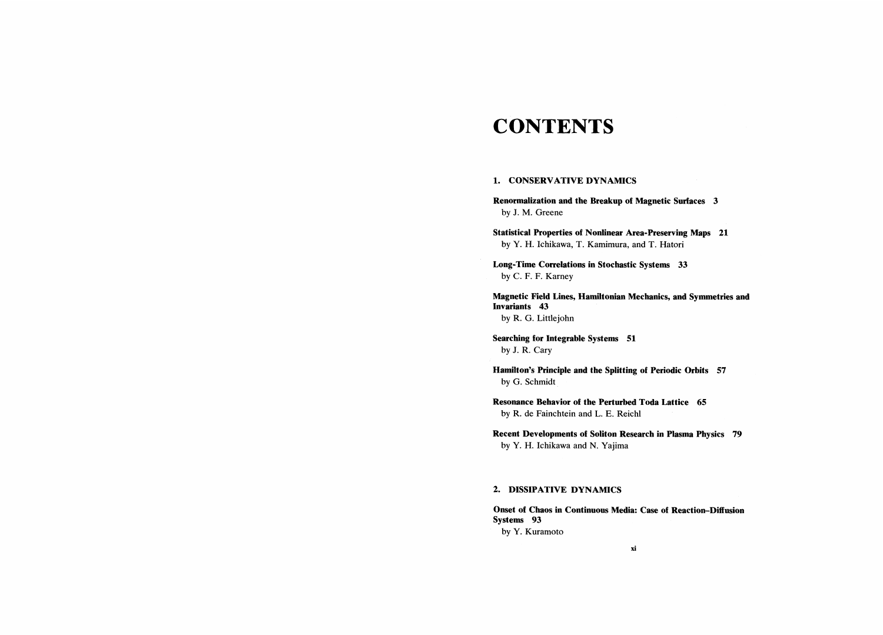# CONTENTS

## 1. CONSERVATIVE DYNAMICS

**Renormalization and the Breakup of Magnetic Surfaces 3**
by J. M. Greene

**Statistical Properties of Nonlinear Area-Preserving Maps 21**
by Y. H. Ichikawa, T. Kamimura, and T. Hatori

**Long-Time Correlations in Stochastic Systems 33**
by C. F. F. Karney

**Magnetic Field Lines, Hamiltonian Mechanics, and Symmetries and Invariants 43**
by R. G. Littlejohn

**Searching for Integrable Systems 51**
by J. R. Cary

**Hamilton's Principle and the Splitting of Periodic Orbits 57**
by G. Schmidt

**Resonance Behavior of the Perturbed Toda Lattice 65**
by R. de Fainchtein and L. E. Reichl

**Recent Developments of Soliton Research in Plasma Physics 79**
by Y. H. Ichikawa and N. Yajima

## 2. DISSIPATIVE DYNAMICS

**Onset of Chaos in Continuous Media: Case of Reaction–Diffusion Systems 93**
by Y. Kuramoto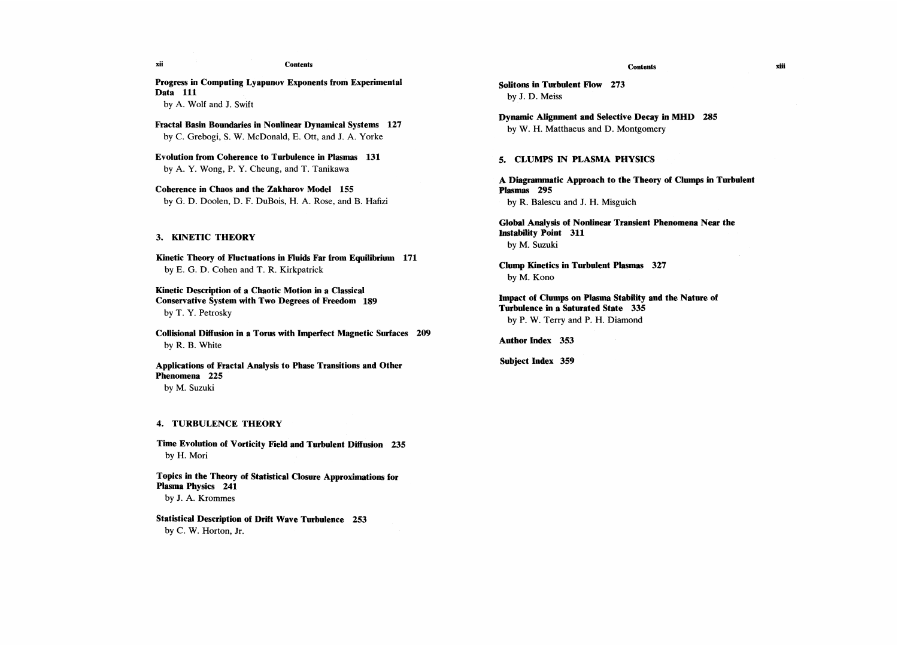**Progress in Computing Lyapunov Exponents from Experimental Data 111**
by A. Wolf and J. Swift

**Fractal Basin Boundaries in Nonlinear Dynamical Systems 127**
by C. Grebogi, S. W. McDonald, E. Ott, and J. A. Yorke

**Evolution from Coherence to Turbulence in Plasmas 131**
by A. Y. Wong, P. Y. Cheung, and T. Tanikawa

**Coherence in Chaos and the Zakharov Model 155**
by G. D. Doolen, D. F. DuBois, H. A. Rose, and B. Hafizi

## 3. KINETIC THEORY

**Kinetic Theory of Fluctuations in Fluids Far from Equilibrium 171**
by E. G. D. Cohen and T. R. Kirkpatrick

**Kinetic Description of a Chaotic Motion in a Classical Conservative System with Two Degrees of Freedom 189**
by T. Y. Petrosky

**Collisional Diffusion in a Torus with Imperfect Magnetic Surfaces 209**
by R. B. White

**Applications of Fractal Analysis to Phase Transitions and Other Phenomena 225**
by M. Suzuki

## 4. TURBULENCE THEORY

**Time Evolution of Vorticity Field and Turbulent Diffusion 235**
by H. Mori

**Topics in the Theory of Statistical Closure Approximations for Plasma Physics 241**
by J. A. Krommes

**Statistical Description of Drift Wave Turbulence 253**
by C. W. Horton, Jr.

**Solitons in Turbulent Flow 273**
by J. D. Meiss

**Dynamic Alignment and Selective Decay in MHD 285**
by W. H. Matthaeus and D. Montgomery

## 5. CLUMPS IN PLASMA PHYSICS

**A Diagrammatic Approach to the Theory of Clumps in Turbulent Plasmas 295**
by R. Balescu and J. H. Misguich

**Global Analysis of Nonlinear Transient Phenomena Near the Instability Point 311**
by M. Suzuki

**Clump Kinetics in Turbulent Plasmas 327**
by M. Kono

**Impact of Clumps on Plasma Stability and the Nature of Turbulence in a Saturated State 335**
by P. W. Terry and P. H. Diamond

**Author Index 353**

**Subject Index 359**